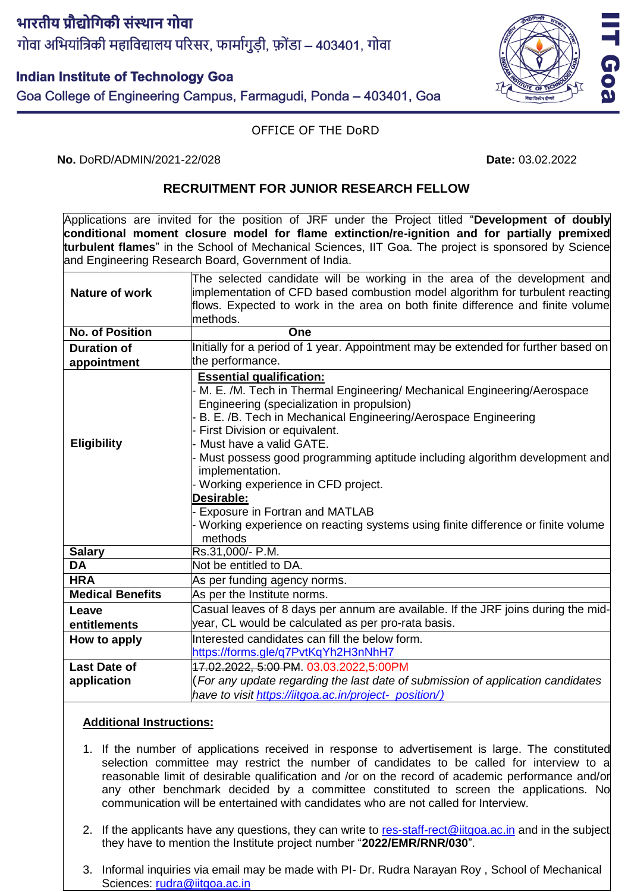भारतीय प्रौद्योगिकी संस्थान गोवा
गोवा अभियांत्रिकी महाविद्यालय परिसर, फार्मागुड़ी, फ़ोंडा – 403401, गोवा

**Indian Institute of Technology Goa**
Goa College of Engineering Campus, Farmagudi, Ponda – 403401, Goa

IIT Goa

OFFICE OF THE DoRD

**No.** DoRD/ADMIN/2021-22/028 **Date:** 03.02.2022

## RECRUITMENT FOR JUNIOR RESEARCH FELLOW

Applications are invited for the position of JRF under the Project titled "**Development of doubly conditional moment closure model for flame extinction/re-ignition and for partially premixed turbulent flames**" in the School of Mechanical Sciences, IIT Goa. The project is sponsored by Science and Engineering Research Board, Government of India.

| | |
|---|---|
| **Nature of work** | The selected candidate will be working in the area of the development and implementation of CFD based combustion model algorithm for turbulent reacting flows. Expected to work in the area on both finite difference and finite volume methods. |
| **No. of Position** | **One** |
| **Duration of appointment** | Initially for a period of 1 year. Appointment may be extended for further based on the performance. |
| **Eligibility** | **Essential qualification:**<br>- M. E. /M. Tech in Thermal Engineering/ Mechanical Engineering/Aerospace Engineering (specialization in propulsion)<br>- B. E. /B. Tech in Mechanical Engineering/Aerospace Engineering<br>- First Division or equivalent.<br>- Must have a valid GATE.<br>- Must possess good programming aptitude including algorithm development and implementation.<br>- Working experience in CFD project.<br>**Desirable:**<br>- Exposure in Fortran and MATLAB<br>- Working experience on reacting systems using finite difference or finite volume methods |
| **Salary** | Rs.31,000/- P.M. |
| **DA** | Not be entitled to DA. |
| **HRA** | As per funding agency norms. |
| **Medical Benefits** | As per the Institute norms. |
| **Leave entitlements** | Casual leaves of 8 days per annum are available. If the JRF joins during the mid-year, CL would be calculated as per pro-rata basis. |
| **How to apply** | Interested candidates can fill the below form.<br>https://forms.gle/q7PvtKqYh2H3nNhH7 |
| **Last Date of application** | ~~17.02.2022, 5:00 PM~~. 03.03.2022,5:00PM<br>(*For any update regarding the last date of submission of application candidates have to visit https://iitgoa.ac.in/project-_position/)* |

**Additional Instructions:**

1. If the number of applications received in response to advertisement is large. The constituted selection committee may restrict the number of candidates to be called for interview to a reasonable limit of desirable qualification and /or on the record of academic performance and/or any other benchmark decided by a committee constituted to screen the applications. No communication will be entertained with candidates who are not called for Interview.

2. If the applicants have any questions, they can write to res-staff-rect@iitgoa.ac.in and in the subject they have to mention the Institute project number "**2022/EMR/RNR/030**".

3. Informal inquiries via email may be made with PI- Dr. Rudra Narayan Roy , School of Mechanical Sciences: rudra@iitgoa.ac.in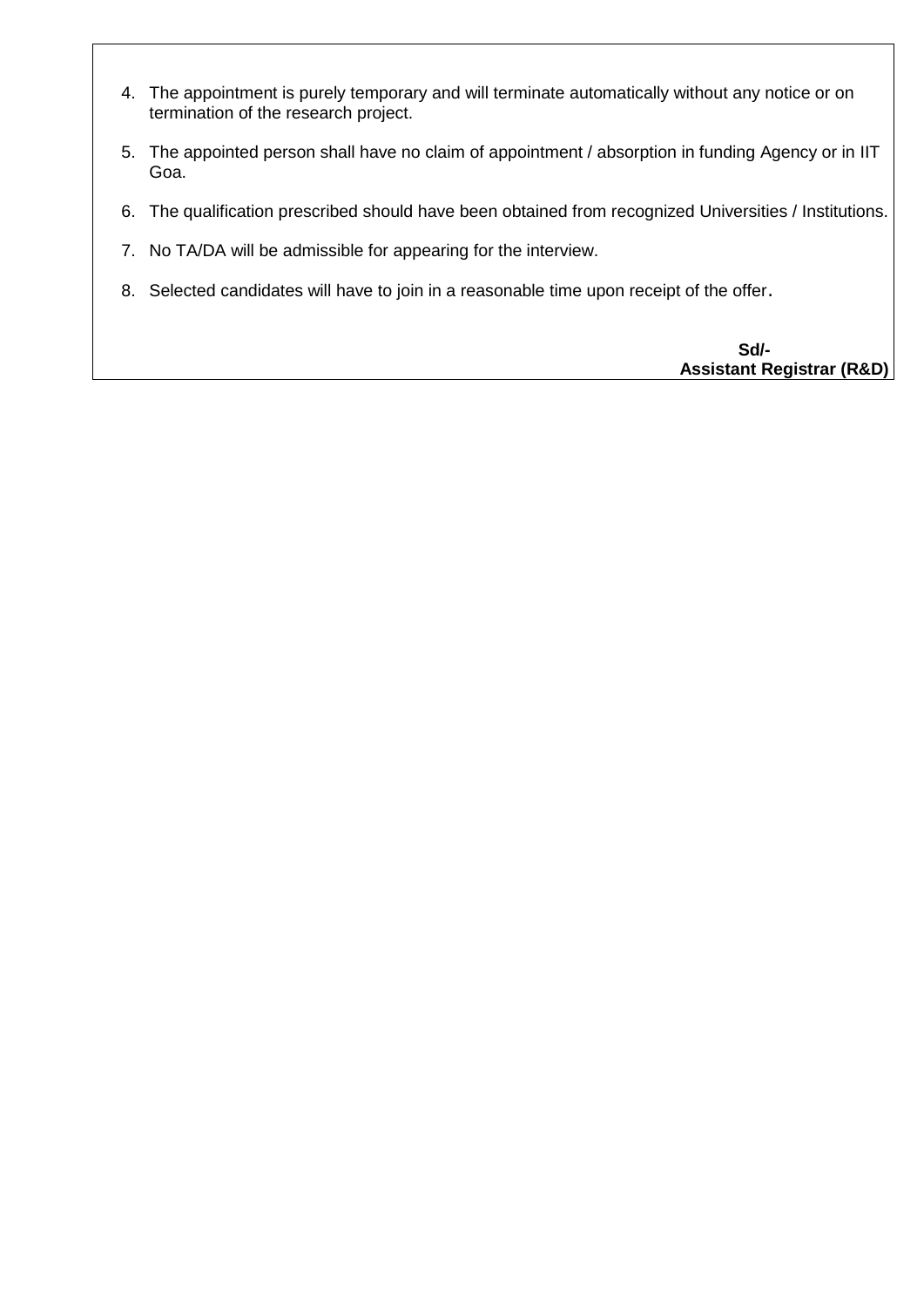4. The appointment is purely temporary and will terminate automatically without any notice or on termination of the research project.

5. The appointed person shall have no claim of appointment / absorption in funding Agency or in IIT Goa.

6. The qualification prescribed should have been obtained from recognized Universities / Institutions.

7. No TA/DA will be admissible for appearing for the interview.

8. Selected candidates will have to join in a reasonable time upon receipt of the offer.

**Sd/-**
**Assistant Registrar (R&D)**